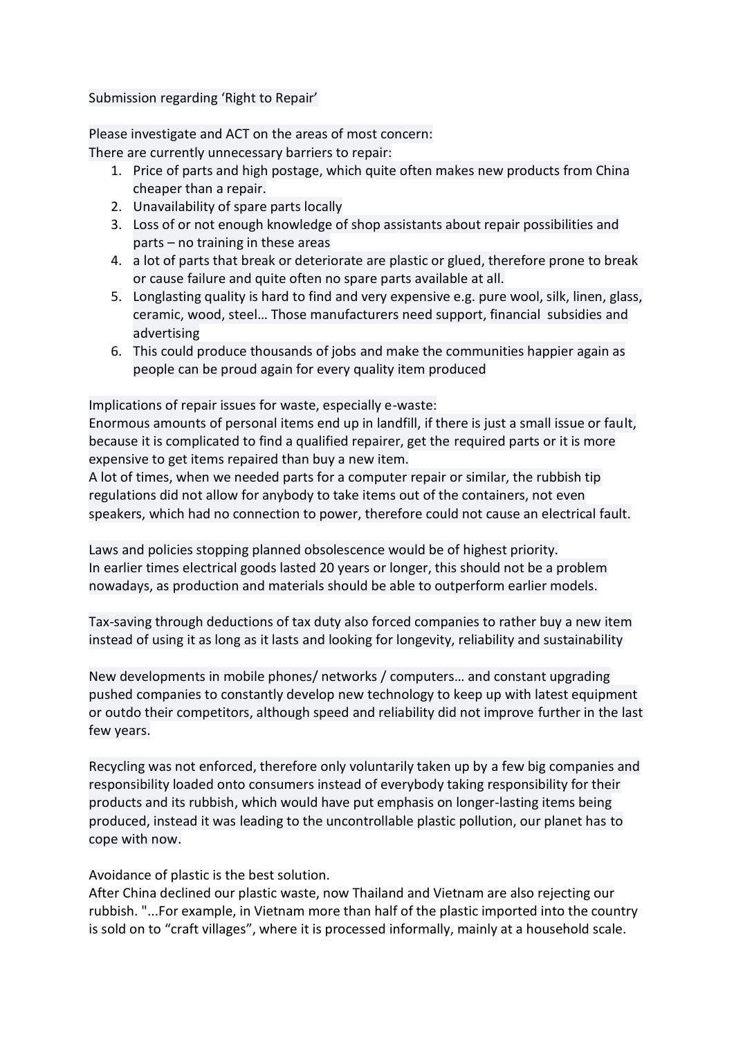Submission regarding 'Right to Repair'

Please investigate and ACT on the areas of most concern:
There are currently unnecessary barriers to repair:

1. Price of parts and high postage, which quite often makes new products from China cheaper than a repair.
2. Unavailability of spare parts locally
3. Loss of or not enough knowledge of shop assistants about repair possibilities and parts – no training in these areas
4. a lot of parts that break or deteriorate are plastic or glued, therefore prone to break or cause failure and quite often no spare parts available at all.
5. Longlasting quality is hard to find and very expensive e.g. pure wool, silk, linen, glass, ceramic, wood, steel… Those manufacturers need support, financial subsidies and advertising
6. This could produce thousands of jobs and make the communities happier again as people can be proud again for every quality item produced

Implications of repair issues for waste, especially e-waste:
Enormous amounts of personal items end up in landfill, if there is just a small issue or fault, because it is complicated to find a qualified repairer, get the required parts or it is more expensive to get items repaired than buy a new item.
A lot of times, when we needed parts for a computer repair or similar, the rubbish tip regulations did not allow for anybody to take items out of the containers, not even speakers, which had no connection to power, therefore could not cause an electrical fault.

Laws and policies stopping planned obsolescence would be of highest priority.
In earlier times electrical goods lasted 20 years or longer, this should not be a problem nowadays, as production and materials should be able to outperform earlier models.

Tax-saving through deductions of tax duty also forced companies to rather buy a new item instead of using it as long as it lasts and looking for longevity, reliability and sustainability

New developments in mobile phones/ networks / computers… and constant upgrading pushed companies to constantly develop new technology to keep up with latest equipment or outdo their competitors, although speed and reliability did not improve further in the last few years.

Recycling was not enforced, therefore only voluntarily taken up by a few big companies and responsibility loaded onto consumers instead of everybody taking responsibility for their products and its rubbish, which would have put emphasis on longer-lasting items being produced, instead it was leading to the uncontrollable plastic pollution, our planet has to cope with now.

Avoidance of plastic is the best solution.
After China declined our plastic waste, now Thailand and Vietnam are also rejecting our rubbish. "...For example, in Vietnam more than half of the plastic imported into the country is sold on to "craft villages", where it is processed informally, mainly at a household scale.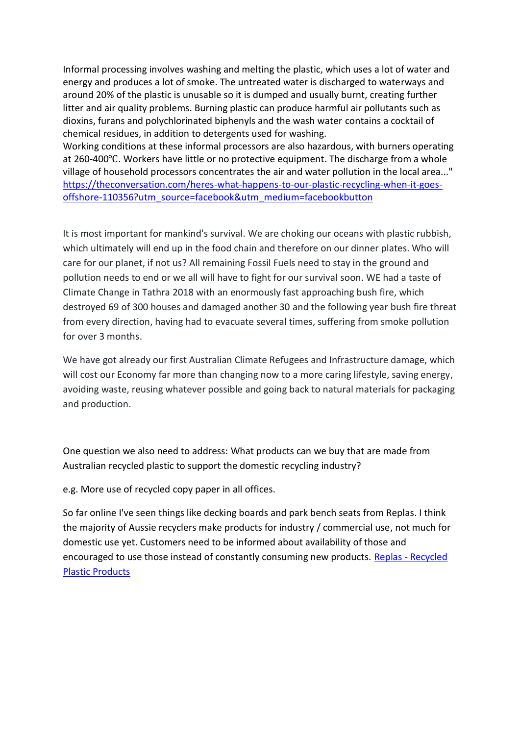Informal processing involves washing and melting the plastic, which uses a lot of water and energy and produces a lot of smoke. The untreated water is discharged to waterways and around 20% of the plastic is unusable so it is dumped and usually burnt, creating further litter and air quality problems. Burning plastic can produce harmful air pollutants such as dioxins, furans and polychlorinated biphenyls and the wash water contains a cocktail of chemical residues, in addition to detergents used for washing.
Working conditions at these informal processors are also hazardous, with burners operating at 260-400℃. Workers have little or no protective equipment. The discharge from a whole village of household processors concentrates the air and water pollution in the local area..." [https://theconversation.com/heres-what-happens-to-our-plastic-recycling-when-it-goes-offshore-110356?utm_source=facebook&utm_medium=facebookbutton](https://theconversation.com/heres-what-happens-to-our-plastic-recycling-when-it-goes-offshore-110356?utm_source=facebook&utm_medium=facebookbutton)

It is most important for mankind's survival. We are choking our oceans with plastic rubbish, which ultimately will end up in the food chain and therefore on our dinner plates. Who will care for our planet, if not us? All remaining Fossil Fuels need to stay in the ground and pollution needs to end or we all will have to fight for our survival soon. WE had a taste of Climate Change in Tathra 2018 with an enormously fast approaching bush fire, which destroyed 69 of 300 houses and damaged another 30 and the following year bush fire threat from every direction, having had to evacuate several times, suffering from smoke pollution for over 3 months.

We have got already our first Australian Climate Refugees and Infrastructure damage, which will cost our Economy far more than changing now to a more caring lifestyle, saving energy, avoiding waste, reusing whatever possible and going back to natural materials for packaging and production.

One question we also need to address: What products can we buy that are made from Australian recycled plastic to support the domestic recycling industry?

e.g. More use of recycled copy paper in all offices.

So far online I've seen things like decking boards and park bench seats from Replas. I think the majority of Aussie recyclers make products for industry / commercial use, not much for domestic use yet. Customers need to be informed about availability of those and encouraged to use those instead of constantly consuming new products. Replas - Recycled Plastic Products